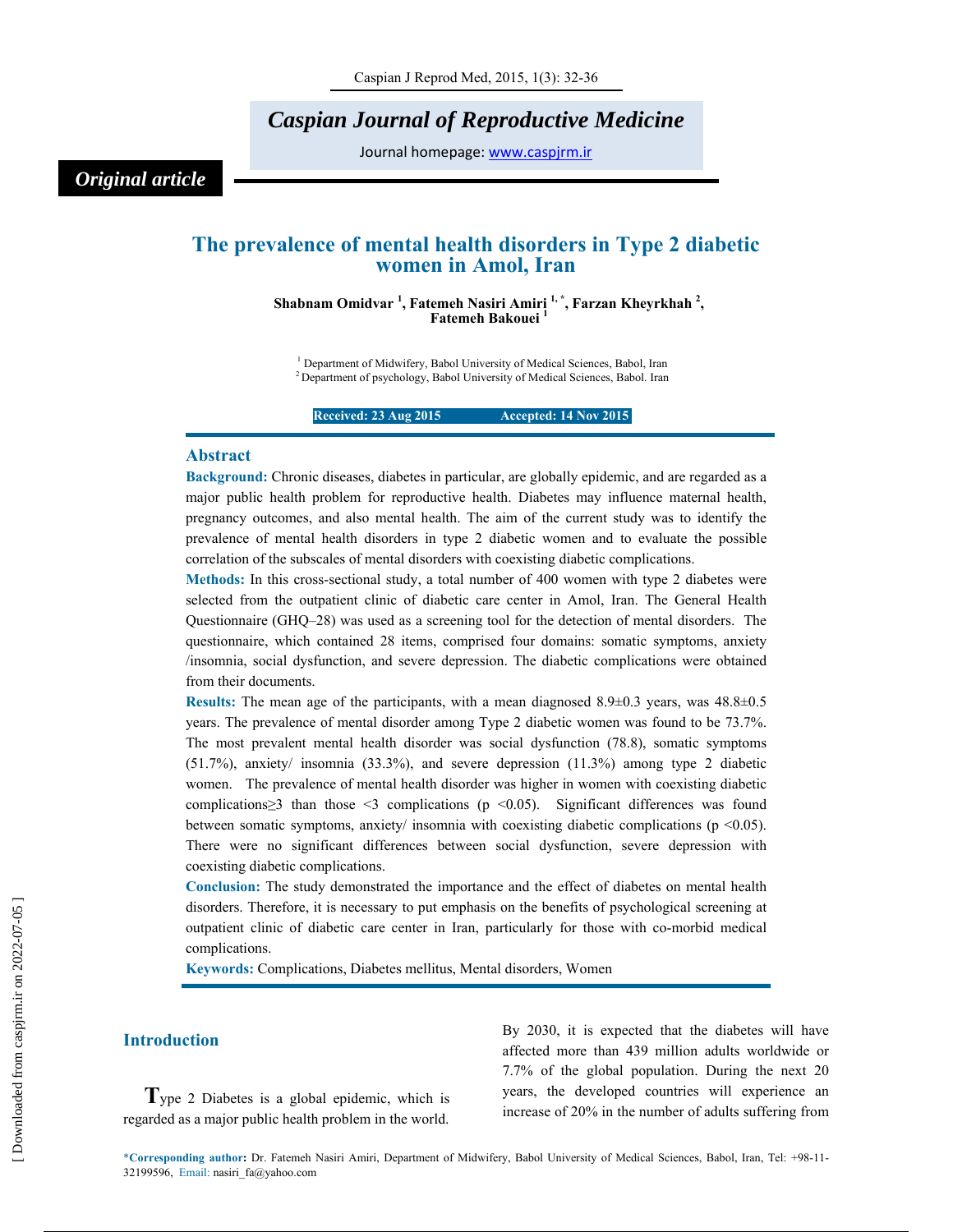*Caspian Journal of Reproductive Medicine*

Journal homepage: www.caspjrm.ir

*Original article*

# The prevalence of mental health disorders in Type 2 diabetic women in Amol, Iran

**Shabnam Omidvar [1], Fatemeh Nasiri Amiri [1,*], Farzan Kheyrkhah [2], Fatemeh Bakouei [1]**

[1] Department of Midwifery, Babol University of Medical Sciences, Babol, Iran
[2] Department of psychology, Babol University of Medical Sciences, Babol. Iran

**Received: 23 Aug 2015 Accepted: 14 Nov 2015**

## Abstract

**Background:** Chronic diseases, diabetes in particular, are globally epidemic, and are regarded as a major public health problem for reproductive health. Diabetes may influence maternal health, pregnancy outcomes, and also mental health. The aim of the current study was to identify the prevalence of mental health disorders in type 2 diabetic women and to evaluate the possible correlation of the subscales of mental disorders with coexisting diabetic complications.

**Methods:** In this cross-sectional study, a total number of 400 women with type 2 diabetes were selected from the outpatient clinic of diabetic care center in Amol, Iran. The General Health Questionnaire (GHQ–28) was used as a screening tool for the detection of mental disorders. The questionnaire, which contained 28 items, comprised four domains: somatic symptoms, anxiety /insomnia, social dysfunction, and severe depression. The diabetic complications were obtained from their documents.

**Results:** The mean age of the participants, with a mean diagnosed 8.9±0.3 years, was 48.8±0.5 years. The prevalence of mental disorder among Type 2 diabetic women was found to be 73.7%. The most prevalent mental health disorder was social dysfunction (78.8), somatic symptoms (51.7%), anxiety/ insomnia (33.3%), and severe depression (11.3%) among type 2 diabetic women. The prevalence of mental health disorder was higher in women with coexisting diabetic complications≥3 than those <3 complications ($p < 0.05$). Significant differences was found between somatic symptoms, anxiety/ insomnia with coexisting diabetic complications ($p < 0.05$). There were no significant differences between social dysfunction, severe depression with coexisting diabetic complications.

**Conclusion:** The study demonstrated the importance and the effect of diabetes on mental health disorders. Therefore, it is necessary to put emphasis on the benefits of psychological screening at outpatient clinic of diabetic care center in Iran, particularly for those with co-morbid medical complications.

**Keywords:** Complications, Diabetes mellitus, Mental disorders, Women

## Introduction

Type 2 Diabetes is a global epidemic, which is regarded as a major public health problem in the world. By 2030, it is expected that the diabetes will have affected more than 439 million adults worldwide or 7.7% of the global population. During the next 20 years, the developed countries will experience an increase of 20% in the number of adults suffering from

*Corresponding author: Dr. Fatemeh Nasiri Amiri, Department of Midwifery, Babol University of Medical Sciences, Babol, Iran, Tel: +98-11-32199596, Email: nasiri_fa@yahoo.com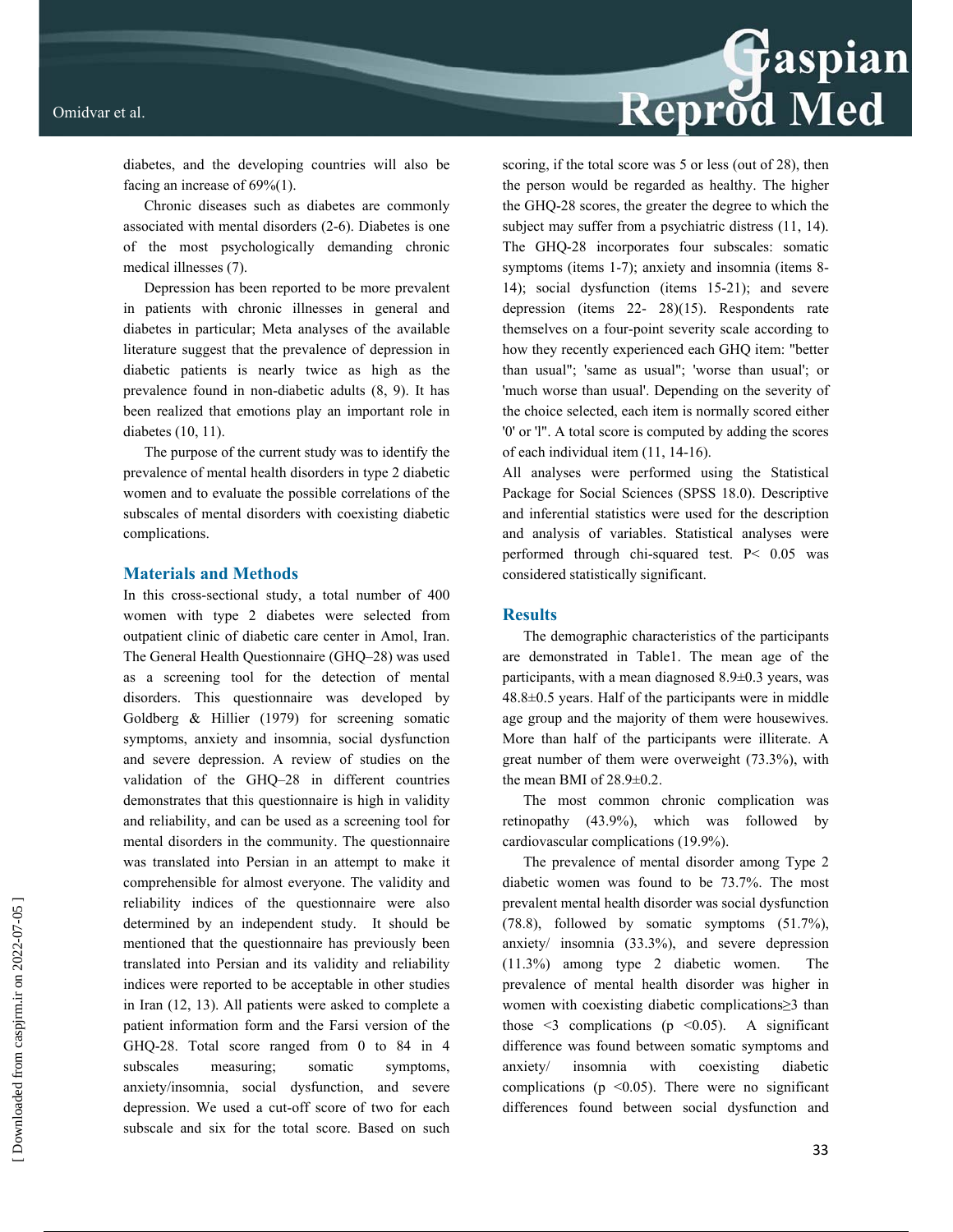diabetes, and the developing countries will also be facing an increase of 69%(1).

Chronic diseases such as diabetes are commonly associated with mental disorders (2-6). Diabetes is one of the most psychologically demanding chronic medical illnesses (7).

Depression has been reported to be more prevalent in patients with chronic illnesses in general and diabetes in particular; Meta analyses of the available literature suggest that the prevalence of depression in diabetic patients is nearly twice as high as the prevalence found in non-diabetic adults (8, 9). It has been realized that emotions play an important role in diabetes (10, 11).

The purpose of the current study was to identify the prevalence of mental health disorders in type 2 diabetic women and to evaluate the possible correlations of the subscales of mental disorders with coexisting diabetic complications.

## Materials and Methods

In this cross-sectional study, a total number of 400 women with type 2 diabetes were selected from outpatient clinic of diabetic care center in Amol, Iran. The General Health Questionnaire (GHQ–28) was used as a screening tool for the detection of mental disorders. This questionnaire was developed by Goldberg & Hillier (1979) for screening somatic symptoms, anxiety and insomnia, social dysfunction and severe depression. A review of studies on the validation of the GHQ–28 in different countries demonstrates that this questionnaire is high in validity and reliability, and can be used as a screening tool for mental disorders in the community. The questionnaire was translated into Persian in an attempt to make it comprehensible for almost everyone. The validity and reliability indices of the questionnaire were also determined by an independent study. It should be mentioned that the questionnaire has previously been translated into Persian and its validity and reliability indices were reported to be acceptable in other studies in Iran (12, 13). All patients were asked to complete a patient information form and the Farsi version of the GHQ-28. Total score ranged from 0 to 84 in 4 subscales measuring; somatic symptoms, anxiety/insomnia, social dysfunction, and severe depression. We used a cut-off score of two for each subscale and six for the total score. Based on such scoring, if the total score was 5 or less (out of 28), then the person would be regarded as healthy. The higher the GHQ-28 scores, the greater the degree to which the subject may suffer from a psychiatric distress (11, 14). The GHQ-28 incorporates four subscales: somatic symptoms (items 1-7); anxiety and insomnia (items 8-14); social dysfunction (items 15-21); and severe depression (items 22- 28)(15). Respondents rate themselves on a four-point severity scale according to how they recently experienced each GHQ item: "better than usual"; 'same as usual"; 'worse than usual'; or 'much worse than usual'. Depending on the severity of the choice selected, each item is normally scored either '0' or 'l". A total score is computed by adding the scores of each individual item (11, 14-16).

All analyses were performed using the Statistical Package for Social Sciences (SPSS 18.0). Descriptive and inferential statistics were used for the description and analysis of variables. Statistical analyses were performed through chi-squared test. $P< 0.05$ was considered statistically significant.

## Results

The demographic characteristics of the participants are demonstrated in Table1. The mean age of the participants, with a mean diagnosed 8.9±0.3 years, was 48.8±0.5 years. Half of the participants were in middle age group and the majority of them were housewives. More than half of the participants were illiterate. A great number of them were overweight (73.3%), with the mean BMI of 28.9±0.2.

The most common chronic complication was retinopathy (43.9%), which was followed by cardiovascular complications (19.9%).

The prevalence of mental disorder among Type 2 diabetic women was found to be 73.7%. The most prevalent mental health disorder was social dysfunction (78.8), followed by somatic symptoms (51.7%), anxiety/ insomnia (33.3%), and severe depression (11.3%) among type 2 diabetic women. The prevalence of mental health disorder was higher in women with coexisting diabetic complications≥3 than those <3 complications ($p < 0.05$). A significant difference was found between somatic symptoms and anxiety/ insomnia with coexisting diabetic complications ($p < 0.05$). There were no significant differences found between social dysfunction and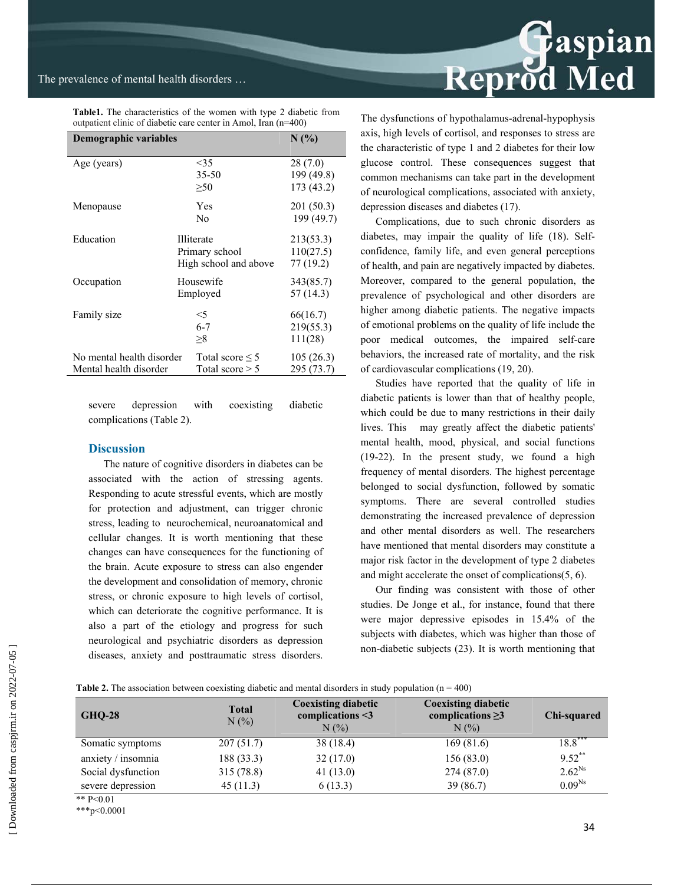**Table1.** The characteristics of the women with type 2 diabetic from outpatient clinic of diabetic care center in Amol, Iran (n=400)

| Demographic variables | | N (%) |
|---|---|---|
| Age (years) | <35 | 28 (7.0) |
| | 35-50 | 199 (49.8) |
| | ≥50 | 173 (43.2) |
| Menopause | Yes | 201 (50.3) |
| | No | 199 (49.7) |
| Education | Illiterate | 213(53.3) |
| | Primary school | 110(27.5) |
| | High school and above | 77 (19.2) |
| Occupation | Housewife | 343(85.7) |
| | Employed | 57 (14.3) |
| Family size | <5 | 66(16.7) |
| | 6-7 | 219(55.3) |
| | ≥8 | 111(28) |
| No mental health disorder | Total score ≤ 5 | 105 (26.3) |
| Mental health disorder | Total score > 5 | 295 (73.7) |

severe depression with coexisting diabetic complications (Table 2).

## Discussion

The nature of cognitive disorders in diabetes can be associated with the action of stressing agents. Responding to acute stressful events, which are mostly for protection and adjustment, can trigger chronic stress, leading to neurochemical, neuroanatomical and cellular changes. It is worth mentioning that these changes can have consequences for the functioning of the brain. Acute exposure to stress can also engender the development and consolidation of memory, chronic stress, or chronic exposure to high levels of cortisol, which can deteriorate the cognitive performance. It is also a part of the etiology and progress for such neurological and psychiatric disorders as depression diseases, anxiety and posttraumatic stress disorders. The dysfunctions of hypothalamus-adrenal-hypophysis axis, high levels of cortisol, and responses to stress are the characteristic of type 1 and 2 diabetes for their low glucose control. These consequences suggest that common mechanisms can take part in the development of neurological complications, associated with anxiety, depression diseases and diabetes (17).

Complications, due to such chronic disorders as diabetes, may impair the quality of life (18). Self-confidence, family life, and even general perceptions of health, and pain are negatively impacted by diabetes. Moreover, compared to the general population, the prevalence of psychological and other disorders are higher among diabetic patients. The negative impacts of emotional problems on the quality of life include the poor medical outcomes, the impaired self-care behaviors, the increased rate of mortality, and the risk of cardiovascular complications (19, 20).

Studies have reported that the quality of life in diabetic patients is lower than that of healthy people, which could be due to many restrictions in their daily lives. This may greatly affect the diabetic patients' mental health, mood, physical, and social functions (19-22). In the present study, we found a high frequency of mental disorders. The highest percentage belonged to social dysfunction, followed by somatic symptoms. There are several controlled studies demonstrating the increased prevalence of depression and other mental disorders as well. The researchers have mentioned that mental disorders may constitute a major risk factor in the development of type 2 diabetes and might accelerate the onset of complications(5, 6).

Our finding was consistent with those of other studies. De Jonge et al., for instance, found that there were major depressive episodes in 15.4% of the subjects with diabetes, which was higher than those of non-diabetic subjects (23). It is worth mentioning that

**Table 2.** The association between coexisting diabetic and mental disorders in study population (n = 400)

| GHQ-28 | Total N (%) | Coexisting diabetic complications <3 N (%) | Coexisting diabetic complications ≥3 N (%) | Chi-squared |
|---|---|---|---|---|
| Somatic symptoms | 207 (51.7) | 38 (18.4) | 169 (81.6) | 18.8*** |
| anxiety / insomnia | 188 (33.3) | 32 (17.0) | 156 (83.0) | 9.52** |
| Social dysfunction | 315 (78.8) | 41 (13.0) | 274 (87.0) | 2.62Ns |
| severe depression | 45 (11.3) | 6 (13.3) | 39 (86.7) | 0.09Ns |

** P<0.01
***p<0.0001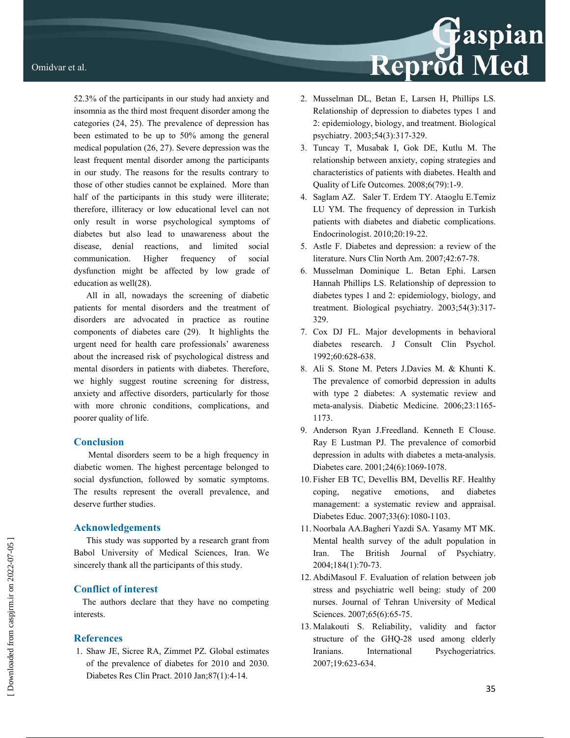52.3% of the participants in our study had anxiety and insomnia as the third most frequent disorder among the categories (24, 25). The prevalence of depression has been estimated to be up to 50% among the general medical population (26, 27). Severe depression was the least frequent mental disorder among the participants in our study. The reasons for the results contrary to those of other studies cannot be explained. More than half of the participants in this study were illiterate; therefore, illiteracy or low educational level can not only result in worse psychological symptoms of diabetes but also lead to unawareness about the disease, denial reactions, and limited social communication. Higher frequency of social dysfunction might be affected by low grade of education as well(28).

All in all, nowadays the screening of diabetic patients for mental disorders and the treatment of disorders are advocated in practice as routine components of diabetes care (29). It highlights the urgent need for health care professionals' awareness about the increased risk of psychological distress and mental disorders in patients with diabetes. Therefore, we highly suggest routine screening for distress, anxiety and affective disorders, particularly for those with more chronic conditions, complications, and poorer quality of life.

## Conclusion

Mental disorders seem to be a high frequency in diabetic women. The highest percentage belonged to social dysfunction, followed by somatic symptoms. The results represent the overall prevalence, and deserve further studies.

## Acknowledgements

This study was supported by a research grant from Babol University of Medical Sciences, Iran. We sincerely thank all the participants of this study.

## Conflict of interest

The authors declare that they have no competing interests.

## References

1. Shaw JE, Sicree RA, Zimmet PZ. Global estimates of the prevalence of diabetes for 2010 and 2030. Diabetes Res Clin Pract. 2010 Jan;87(1):4-14.
2. Musselman DL, Betan E, Larsen H, Phillips LS. Relationship of depression to diabetes types 1 and 2: epidemiology, biology, and treatment. Biological psychiatry. 2003;54(3):317-329.
3. Tuncay T, Musabak I, Gok DE, Kutlu M. The relationship between anxiety, coping strategies and characteristics of patients with diabetes. Health and Quality of Life Outcomes. 2008;6(79):1-9.
4. Saglam AZ. Saler T. Erdem TY. Ataoglu E.Temiz LU YM. The frequency of depression in Turkish patients with diabetes and diabetic complications. Endocrinologist. 2010;20:19-22.
5. Astle F. Diabetes and depression: a review of the literature. Nurs Clin North Am. 2007;42:67-78.
6. Musselman Dominique L. Betan Ephi. Larsen Hannah Phillips LS. Relationship of depression to diabetes types 1 and 2: epidemiology, biology, and treatment. Biological psychiatry. 2003;54(3):317-329.
7. Cox DJ FL. Major developments in behavioral diabetes research. J Consult Clin Psychol. 1992;60:628-638.
8. Ali S. Stone M. Peters J.Davies M. & Khunti K. The prevalence of comorbid depression in adults with type 2 diabetes: A systematic review and meta-analysis. Diabetic Medicine. 2006;23:1165-1173.
9. Anderson Ryan J.Freedland. Kenneth E Clouse. Ray E Lustman PJ. The prevalence of comorbid depression in adults with diabetes a meta-analysis. Diabetes care. 2001;24(6):1069-1078.
10. Fisher EB TC, Devellis BM, Devellis RF. Healthy coping, negative emotions, and diabetes management: a systematic review and appraisal. Diabetes Educ. 2007;33(6):1080-1103.
11. Noorbala AA.Bagheri Yazdi SA. Yasamy MT MK. Mental health survey of the adult population in Iran. The British Journal of Psychiatry. 2004;184(1):70-73.
12. AbdiMasoul F. Evaluation of relation between job stress and psychiatric well being: study of 200 nurses. Journal of Tehran University of Medical Sciences. 2007;65(6):65-75.
13. Malakouti S. Reliability, validity and factor structure of the GHQ-28 used among elderly Iranians. International Psychogeriatrics. 2007;19:623-634.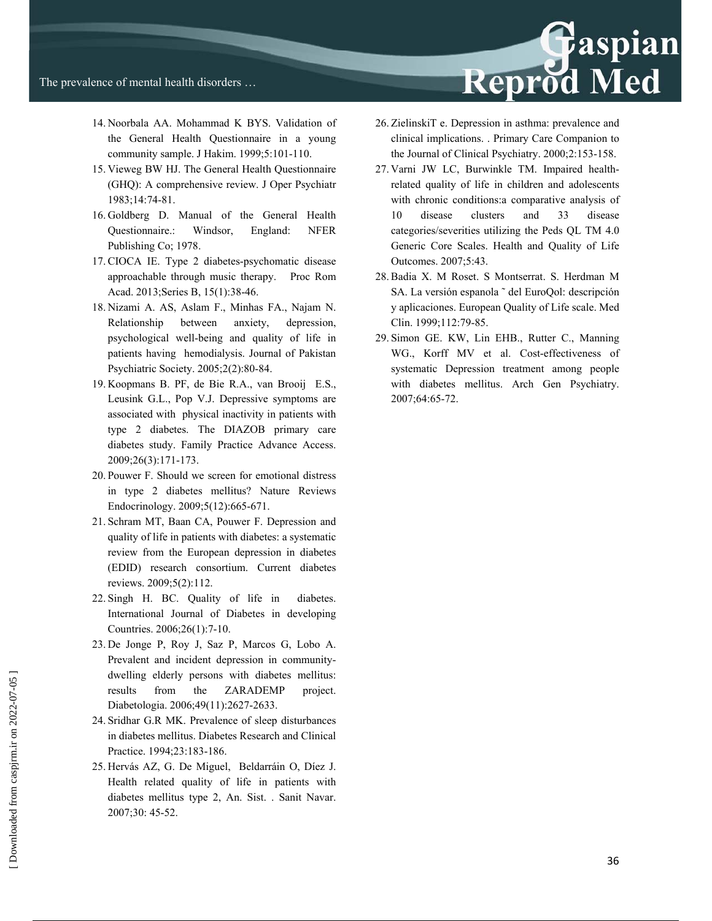14. Noorbala AA. Mohammad K BYS. Validation of the General Health Questionnaire in a young community sample. J Hakim. 1999;5:101-110.
15. Vieweg BW HJ. The General Health Questionnaire (GHQ): A comprehensive review. J Oper Psychiatr 1983;14:74-81.
16. Goldberg D. Manual of the General Health Questionnaire.: Windsor, England: NFER Publishing Co; 1978.
17. CIOCA IE. Type 2 diabetes-psychomatic disease approachable through music therapy. Proc Rom Acad. 2013;Series B, 15(1):38-46.
18. Nizami A. AS, Aslam F., Minhas FA., Najam N. Relationship between anxiety, depression, psychological well-being and quality of life in patients having hemodialysis. Journal of Pakistan Psychiatric Society. 2005;2(2):80-84.
19. Koopmans B. PF, de Bie R.A., van Brooij E.S., Leusink G.L., Pop V.J. Depressive symptoms are associated with physical inactivity in patients with type 2 diabetes. The DIAZOB primary care diabetes study. Family Practice Advance Access. 2009;26(3):171-173.
20. Pouwer F. Should we screen for emotional distress in type 2 diabetes mellitus? Nature Reviews Endocrinology. 2009;5(12):665-671.
21. Schram MT, Baan CA, Pouwer F. Depression and quality of life in patients with diabetes: a systematic review from the European depression in diabetes (EDID) research consortium. Current diabetes reviews. 2009;5(2):112.
22. Singh H. BC. Quality of life in diabetes. International Journal of Diabetes in developing Countries. 2006;26(1):7-10.
23. De Jonge P, Roy J, Saz P, Marcos G, Lobo A. Prevalent and incident depression in community-dwelling elderly persons with diabetes mellitus: results from the ZARADEMP project. Diabetologia. 2006;49(11):2627-2633.
24. Sridhar G.R MK. Prevalence of sleep disturbances in diabetes mellitus. Diabetes Research and Clinical Practice. 1994;23:183-186.
25. Hervás AZ, G. De Miguel, Beldarráin O, Díez J. Health related quality of life in patients with diabetes mellitus type 2, An. Sist. . Sanit Navar. 2007;30: 45-52.
26. ZielinskiT e. Depression in asthma: prevalence and clinical implications. . Primary Care Companion to the Journal of Clinical Psychiatry. 2000;2:153-158.
27. Varni JW LC, Burwinkle TM. Impaired health-related quality of life in children and adolescents with chronic conditions:a comparative analysis of 10 disease clusters and 33 disease categories/severities utilizing the Peds QL TM 4.0 Generic Core Scales. Health and Quality of Life Outcomes. 2007;5:43.
28. Badia X. M Roset. S Montserrat. S. Herdman M SA. La versión espanola ˜ del EuroQol: descripción y aplicaciones. European Quality of Life scale. Med Clin. 1999;112:79-85.
29. Simon GE. KW, Lin EHB., Rutter C., Manning WG., Korff MV et al. Cost-effectiveness of systematic Depression treatment among people with diabetes mellitus. Arch Gen Psychiatry. 2007;64:65-72.